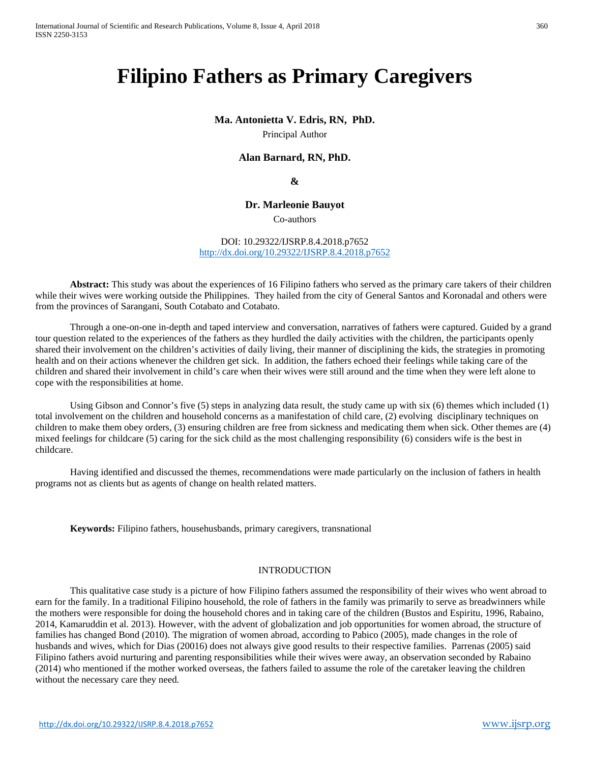# Filipino Fathers as Primary Caregivers

**Ma. Antonietta V. Edris, RN, PhD.**

Principal Author

**Alan Barnard, RN, PhD.**

**&**

**Dr. Marleonie Bauyot**

Co-authors

DOI: 10.29322/IJSRP.8.4.2018.p7652
http://dx.doi.org/10.29322/IJSRP.8.4.2018.p7652

**Abstract:** This study was about the experiences of 16 Filipino fathers who served as the primary care takers of their children while their wives were working outside the Philippines. They hailed from the city of General Santos and Koronadal and others were from the provinces of Sarangani, South Cotabato and Cotabato.

Through a one-on-one in-depth and taped interview and conversation, narratives of fathers were captured. Guided by a grand tour question related to the experiences of the fathers as they hurdled the daily activities with the children, the participants openly shared their involvement on the children's activities of daily living, their manner of disciplining the kids, the strategies in promoting health and on their actions whenever the children get sick. In addition, the fathers echoed their feelings while taking care of the children and shared their involvement in child's care when their wives were still around and the time when they were left alone to cope with the responsibilities at home.

Using Gibson and Connor's five (5) steps in analyzing data result, the study came up with six (6) themes which included (1) total involvement on the children and household concerns as a manifestation of child care, (2) evolving disciplinary techniques on children to make them obey orders, (3) ensuring children are free from sickness and medicating them when sick. Other themes are (4) mixed feelings for childcare (5) caring for the sick child as the most challenging responsibility (6) considers wife is the best in childcare.

Having identified and discussed the themes, recommendations were made particularly on the inclusion of fathers in health programs not as clients but as agents of change on health related matters.

**Keywords:** Filipino fathers, househusbands, primary caregivers, transnational

## INTRODUCTION

This qualitative case study is a picture of how Filipino fathers assumed the responsibility of their wives who went abroad to earn for the family. In a traditional Filipino household, the role of fathers in the family was primarily to serve as breadwinners while the mothers were responsible for doing the household chores and in taking care of the children (Bustos and Espiritu, 1996, Rabaino, 2014, Kamaruddin et al. 2013). However, with the advent of globalization and job opportunities for women abroad, the structure of families has changed Bond (2010). The migration of women abroad, according to Pabico (2005), made changes in the role of husbands and wives, which for Dias (20016) does not always give good results to their respective families. Parrenas (2005) said Filipino fathers avoid nurturing and parenting responsibilities while their wives were away, an observation seconded by Rabaino (2014) who mentioned if the mother worked overseas, the fathers failed to assume the role of the caretaker leaving the children without the necessary care they need.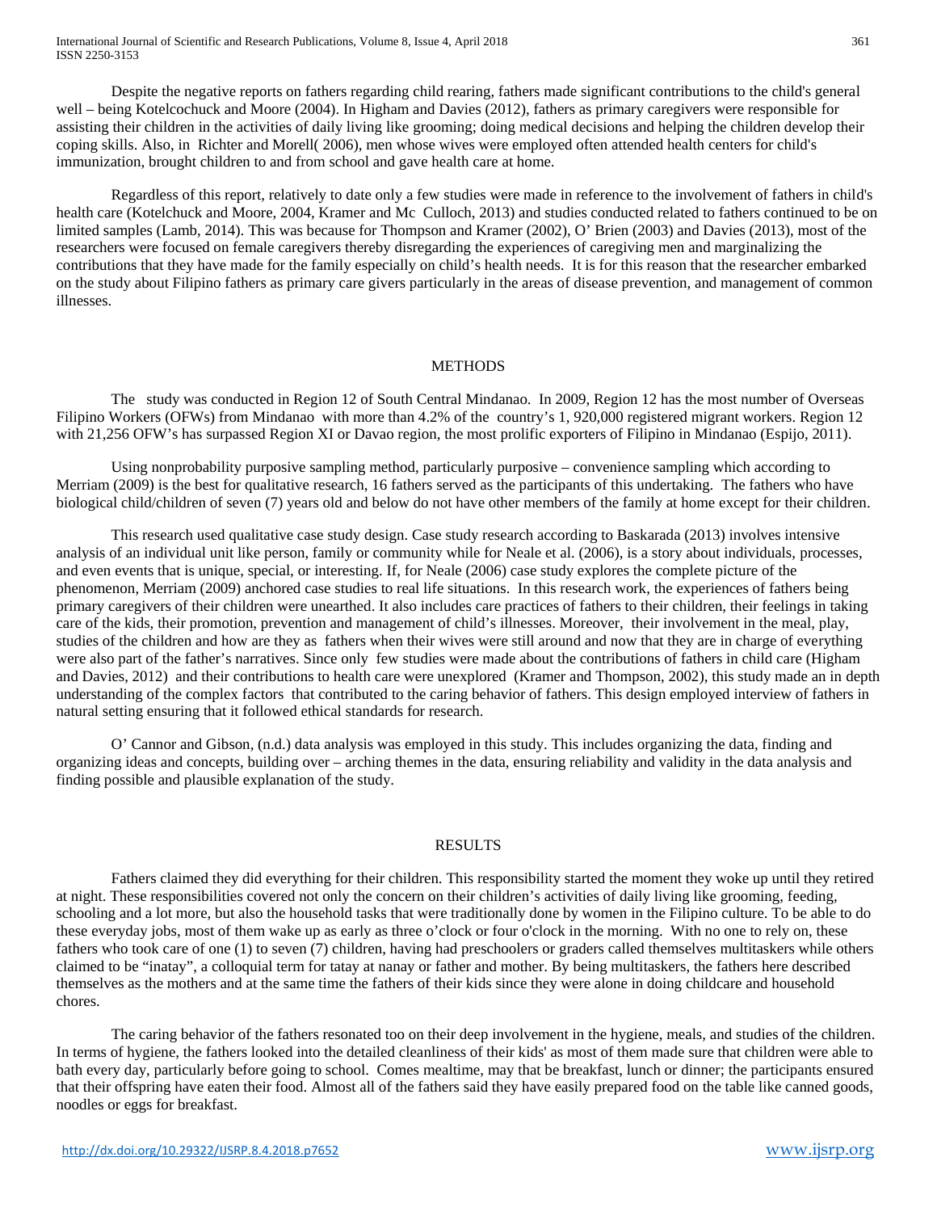Despite the negative reports on fathers regarding child rearing, fathers made significant contributions to the child's general well – being Kotelcochuck and Moore (2004). In Higham and Davies (2012), fathers as primary caregivers were responsible for assisting their children in the activities of daily living like grooming; doing medical decisions and helping the children develop their coping skills. Also, in Richter and Morell( 2006), men whose wives were employed often attended health centers for child's immunization, brought children to and from school and gave health care at home.

Regardless of this report, relatively to date only a few studies were made in reference to the involvement of fathers in child's health care (Kotelchuck and Moore, 2004, Kramer and Mc Culloch, 2013) and studies conducted related to fathers continued to be on limited samples (Lamb, 2014). This was because for Thompson and Kramer (2002), O' Brien (2003) and Davies (2013), most of the researchers were focused on female caregivers thereby disregarding the experiences of caregiving men and marginalizing the contributions that they have made for the family especially on child's health needs. It is for this reason that the researcher embarked on the study about Filipino fathers as primary care givers particularly in the areas of disease prevention, and management of common illnesses.

## METHODS

The study was conducted in Region 12 of South Central Mindanao. In 2009, Region 12 has the most number of Overseas Filipino Workers (OFWs) from Mindanao with more than 4.2% of the country's 1, 920,000 registered migrant workers. Region 12 with 21,256 OFW's has surpassed Region XI or Davao region, the most prolific exporters of Filipino in Mindanao (Espijo, 2011).

Using nonprobability purposive sampling method, particularly purposive – convenience sampling which according to Merriam (2009) is the best for qualitative research, 16 fathers served as the participants of this undertaking. The fathers who have biological child/children of seven (7) years old and below do not have other members of the family at home except for their children.

This research used qualitative case study design. Case study research according to Baskarada (2013) involves intensive analysis of an individual unit like person, family or community while for Neale et al. (2006), is a story about individuals, processes, and even events that is unique, special, or interesting. If, for Neale (2006) case study explores the complete picture of the phenomenon, Merriam (2009) anchored case studies to real life situations. In this research work, the experiences of fathers being primary caregivers of their children were unearthed. It also includes care practices of fathers to their children, their feelings in taking care of the kids, their promotion, prevention and management of child's illnesses. Moreover, their involvement in the meal, play, studies of the children and how are they as fathers when their wives were still around and now that they are in charge of everything were also part of the father's narratives. Since only few studies were made about the contributions of fathers in child care (Higham and Davies, 2012) and their contributions to health care were unexplored (Kramer and Thompson, 2002), this study made an in depth understanding of the complex factors that contributed to the caring behavior of fathers. This design employed interview of fathers in natural setting ensuring that it followed ethical standards for research.

O' Cannor and Gibson, (n.d.) data analysis was employed in this study. This includes organizing the data, finding and organizing ideas and concepts, building over – arching themes in the data, ensuring reliability and validity in the data analysis and finding possible and plausible explanation of the study.

## RESULTS

Fathers claimed they did everything for their children. This responsibility started the moment they woke up until they retired at night. These responsibilities covered not only the concern on their children's activities of daily living like grooming, feeding, schooling and a lot more, but also the household tasks that were traditionally done by women in the Filipino culture. To be able to do these everyday jobs, most of them wake up as early as three o'clock or four o'clock in the morning. With no one to rely on, these fathers who took care of one (1) to seven (7) children, having had preschoolers or graders called themselves multitaskers while others claimed to be "inatay", a colloquial term for tatay at nanay or father and mother. By being multitaskers, the fathers here described themselves as the mothers and at the same time the fathers of their kids since they were alone in doing childcare and household chores.

The caring behavior of the fathers resonated too on their deep involvement in the hygiene, meals, and studies of the children. In terms of hygiene, the fathers looked into the detailed cleanliness of their kids' as most of them made sure that children were able to bath every day, particularly before going to school. Comes mealtime, may that be breakfast, lunch or dinner; the participants ensured that their offspring have eaten their food. Almost all of the fathers said they have easily prepared food on the table like canned goods, noodles or eggs for breakfast.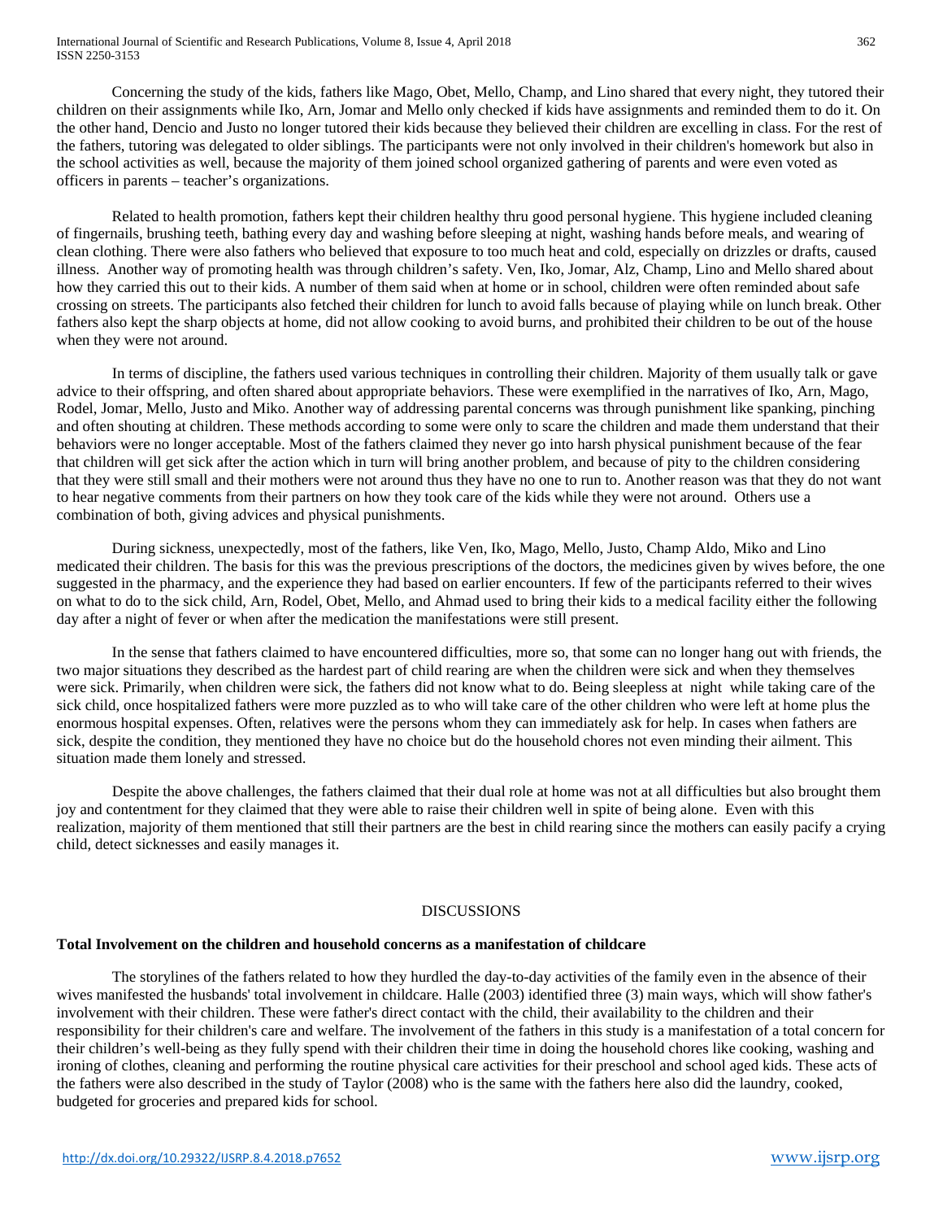Concerning the study of the kids, fathers like Mago, Obet, Mello, Champ, and Lino shared that every night, they tutored their children on their assignments while Iko, Arn, Jomar and Mello only checked if kids have assignments and reminded them to do it. On the other hand, Dencio and Justo no longer tutored their kids because they believed their children are excelling in class. For the rest of the fathers, tutoring was delegated to older siblings. The participants were not only involved in their children's homework but also in the school activities as well, because the majority of them joined school organized gathering of parents and were even voted as officers in parents – teacher's organizations.

Related to health promotion, fathers kept their children healthy thru good personal hygiene. This hygiene included cleaning of fingernails, brushing teeth, bathing every day and washing before sleeping at night, washing hands before meals, and wearing of clean clothing. There were also fathers who believed that exposure to too much heat and cold, especially on drizzles or drafts, caused illness. Another way of promoting health was through children's safety. Ven, Iko, Jomar, Alz, Champ, Lino and Mello shared about how they carried this out to their kids. A number of them said when at home or in school, children were often reminded about safe crossing on streets. The participants also fetched their children for lunch to avoid falls because of playing while on lunch break. Other fathers also kept the sharp objects at home, did not allow cooking to avoid burns, and prohibited their children to be out of the house when they were not around.

In terms of discipline, the fathers used various techniques in controlling their children. Majority of them usually talk or gave advice to their offspring, and often shared about appropriate behaviors. These were exemplified in the narratives of Iko, Arn, Mago, Rodel, Jomar, Mello, Justo and Miko. Another way of addressing parental concerns was through punishment like spanking, pinching and often shouting at children. These methods according to some were only to scare the children and made them understand that their behaviors were no longer acceptable. Most of the fathers claimed they never go into harsh physical punishment because of the fear that children will get sick after the action which in turn will bring another problem, and because of pity to the children considering that they were still small and their mothers were not around thus they have no one to run to. Another reason was that they do not want to hear negative comments from their partners on how they took care of the kids while they were not around. Others use a combination of both, giving advices and physical punishments.

During sickness, unexpectedly, most of the fathers, like Ven, Iko, Mago, Mello, Justo, Champ Aldo, Miko and Lino medicated their children. The basis for this was the previous prescriptions of the doctors, the medicines given by wives before, the one suggested in the pharmacy, and the experience they had based on earlier encounters. If few of the participants referred to their wives on what to do to the sick child, Arn, Rodel, Obet, Mello, and Ahmad used to bring their kids to a medical facility either the following day after a night of fever or when after the medication the manifestations were still present.

In the sense that fathers claimed to have encountered difficulties, more so, that some can no longer hang out with friends, the two major situations they described as the hardest part of child rearing are when the children were sick and when they themselves were sick. Primarily, when children were sick, the fathers did not know what to do. Being sleepless at night while taking care of the sick child, once hospitalized fathers were more puzzled as to who will take care of the other children who were left at home plus the enormous hospital expenses. Often, relatives were the persons whom they can immediately ask for help. In cases when fathers are sick, despite the condition, they mentioned they have no choice but do the household chores not even minding their ailment. This situation made them lonely and stressed.

Despite the above challenges, the fathers claimed that their dual role at home was not at all difficulties but also brought them joy and contentment for they claimed that they were able to raise their children well in spite of being alone. Even with this realization, majority of them mentioned that still their partners are the best in child rearing since the mothers can easily pacify a crying child, detect sicknesses and easily manages it.

## DISCUSSIONS

### Total Involvement on the children and household concerns as a manifestation of childcare

The storylines of the fathers related to how they hurdled the day-to-day activities of the family even in the absence of their wives manifested the husbands' total involvement in childcare. Halle (2003) identified three (3) main ways, which will show father's involvement with their children. These were father's direct contact with the child, their availability to the children and their responsibility for their children's care and welfare. The involvement of the fathers in this study is a manifestation of a total concern for their children's well-being as they fully spend with their children their time in doing the household chores like cooking, washing and ironing of clothes, cleaning and performing the routine physical care activities for their preschool and school aged kids. These acts of the fathers were also described in the study of Taylor (2008) who is the same with the fathers here also did the laundry, cooked, budgeted for groceries and prepared kids for school.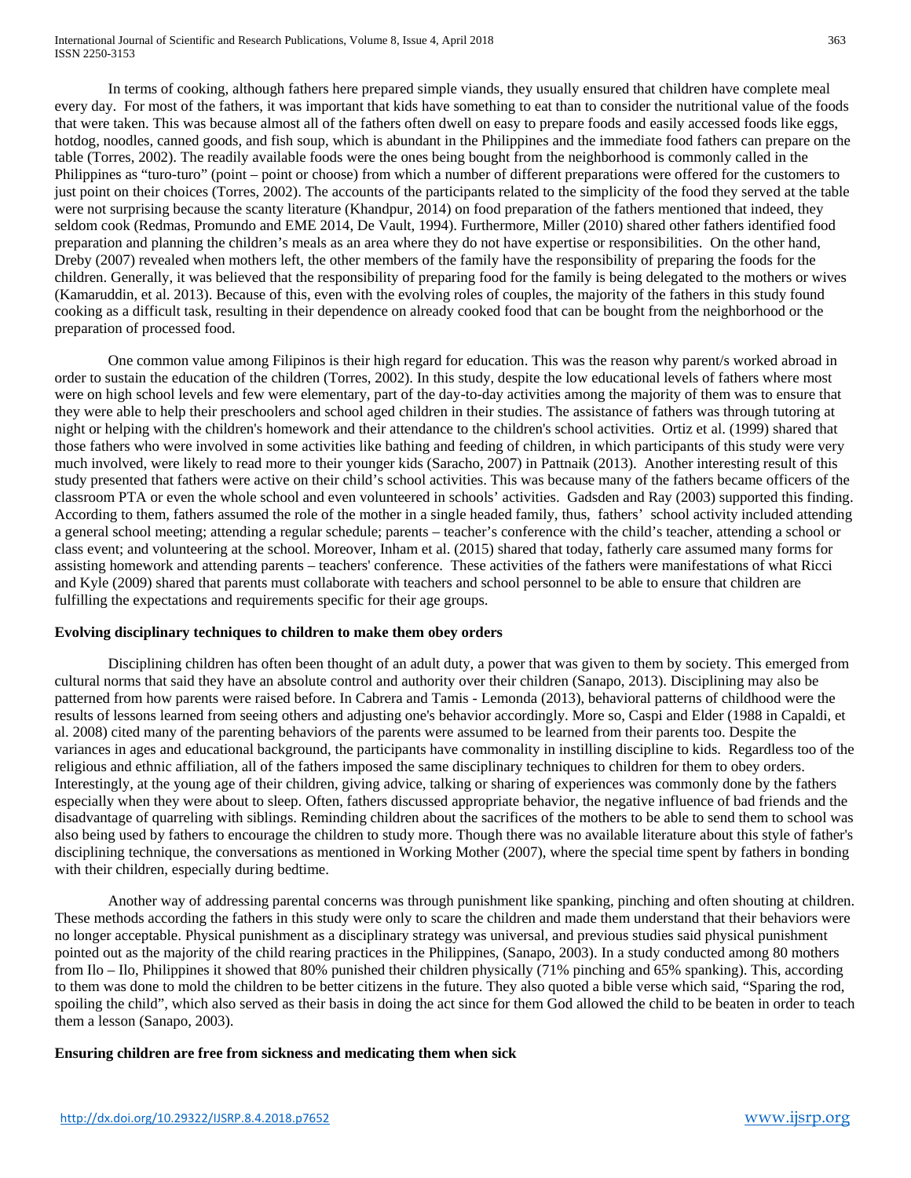In terms of cooking, although fathers here prepared simple viands, they usually ensured that children have complete meal every day. For most of the fathers, it was important that kids have something to eat than to consider the nutritional value of the foods that were taken. This was because almost all of the fathers often dwell on easy to prepare foods and easily accessed foods like eggs, hotdog, noodles, canned goods, and fish soup, which is abundant in the Philippines and the immediate food fathers can prepare on the table (Torres, 2002). The readily available foods were the ones being bought from the neighborhood is commonly called in the Philippines as "turo-turo" (point – point or choose) from which a number of different preparations were offered for the customers to just point on their choices (Torres, 2002). The accounts of the participants related to the simplicity of the food they served at the table were not surprising because the scanty literature (Khandpur, 2014) on food preparation of the fathers mentioned that indeed, they seldom cook (Redmas, Promundo and EME 2014, De Vault, 1994). Furthermore, Miller (2010) shared other fathers identified food preparation and planning the children's meals as an area where they do not have expertise or responsibilities. On the other hand, Dreby (2007) revealed when mothers left, the other members of the family have the responsibility of preparing the foods for the children. Generally, it was believed that the responsibility of preparing food for the family is being delegated to the mothers or wives (Kamaruddin, et al. 2013). Because of this, even with the evolving roles of couples, the majority of the fathers in this study found cooking as a difficult task, resulting in their dependence on already cooked food that can be bought from the neighborhood or the preparation of processed food.

One common value among Filipinos is their high regard for education. This was the reason why parent/s worked abroad in order to sustain the education of the children (Torres, 2002). In this study, despite the low educational levels of fathers where most were on high school levels and few were elementary, part of the day-to-day activities among the majority of them was to ensure that they were able to help their preschoolers and school aged children in their studies. The assistance of fathers was through tutoring at night or helping with the children's homework and their attendance to the children's school activities. Ortiz et al. (1999) shared that those fathers who were involved in some activities like bathing and feeding of children, in which participants of this study were very much involved, were likely to read more to their younger kids (Saracho, 2007) in Pattnaik (2013). Another interesting result of this study presented that fathers were active on their child's school activities. This was because many of the fathers became officers of the classroom PTA or even the whole school and even volunteered in schools' activities. Gadsden and Ray (2003) supported this finding. According to them, fathers assumed the role of the mother in a single headed family, thus, fathers' school activity included attending a general school meeting; attending a regular schedule; parents – teacher's conference with the child's teacher, attending a school or class event; and volunteering at the school. Moreover, Inham et al. (2015) shared that today, fatherly care assumed many forms for assisting homework and attending parents – teachers' conference. These activities of the fathers were manifestations of what Ricci and Kyle (2009) shared that parents must collaborate with teachers and school personnel to be able to ensure that children are fulfilling the expectations and requirements specific for their age groups.

**Evolving disciplinary techniques to children to make them obey orders**

Disciplining children has often been thought of an adult duty, a power that was given to them by society. This emerged from cultural norms that said they have an absolute control and authority over their children (Sanapo, 2013). Disciplining may also be patterned from how parents were raised before. In Cabrera and Tamis - Lemonda (2013), behavioral patterns of childhood were the results of lessons learned from seeing others and adjusting one's behavior accordingly. More so, Caspi and Elder (1988 in Capaldi, et al. 2008) cited many of the parenting behaviors of the parents were assumed to be learned from their parents too. Despite the variances in ages and educational background, the participants have commonality in instilling discipline to kids. Regardless too of the religious and ethnic affiliation, all of the fathers imposed the same disciplinary techniques to children for them to obey orders. Interestingly, at the young age of their children, giving advice, talking or sharing of experiences was commonly done by the fathers especially when they were about to sleep. Often, fathers discussed appropriate behavior, the negative influence of bad friends and the disadvantage of quarreling with siblings. Reminding children about the sacrifices of the mothers to be able to send them to school was also being used by fathers to encourage the children to study more. Though there was no available literature about this style of father's disciplining technique, the conversations as mentioned in Working Mother (2007), where the special time spent by fathers in bonding with their children, especially during bedtime.

Another way of addressing parental concerns was through punishment like spanking, pinching and often shouting at children. These methods according the fathers in this study were only to scare the children and made them understand that their behaviors were no longer acceptable. Physical punishment as a disciplinary strategy was universal, and previous studies said physical punishment pointed out as the majority of the child rearing practices in the Philippines, (Sanapo, 2003). In a study conducted among 80 mothers from Ilo – Ilo, Philippines it showed that 80% punished their children physically (71% pinching and 65% spanking). This, according to them was done to mold the children to be better citizens in the future. They also quoted a bible verse which said, "Sparing the rod, spoiling the child", which also served as their basis in doing the act since for them God allowed the child to be beaten in order to teach them a lesson (Sanapo, 2003).

**Ensuring children are free from sickness and medicating them when sick**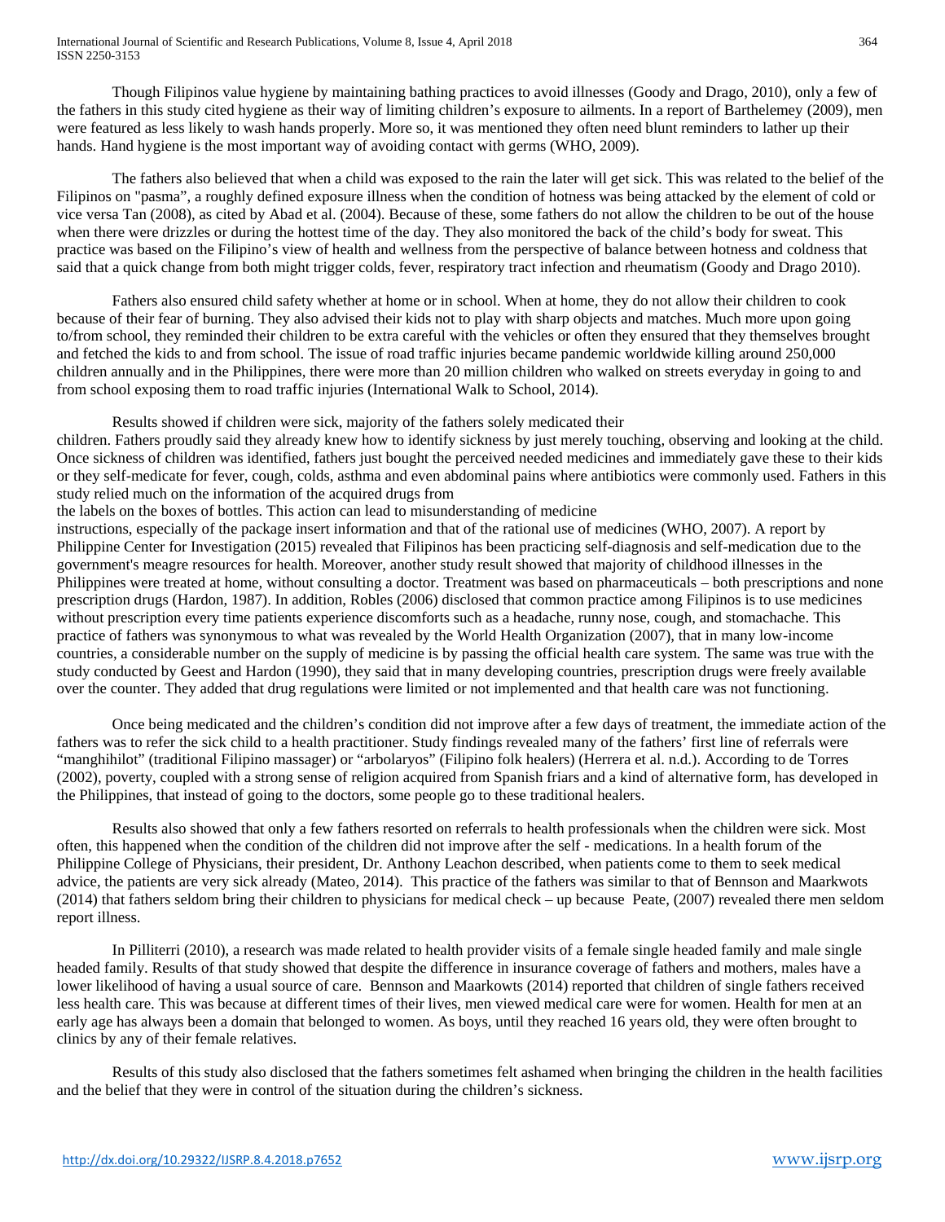Though Filipinos value hygiene by maintaining bathing practices to avoid illnesses (Goody and Drago, 2010), only a few of the fathers in this study cited hygiene as their way of limiting children's exposure to ailments. In a report of Barthelemey (2009), men were featured as less likely to wash hands properly. More so, it was mentioned they often need blunt reminders to lather up their hands. Hand hygiene is the most important way of avoiding contact with germs (WHO, 2009).

The fathers also believed that when a child was exposed to the rain the later will get sick. This was related to the belief of the Filipinos on "pasma", a roughly defined exposure illness when the condition of hotness was being attacked by the element of cold or vice versa Tan (2008), as cited by Abad et al. (2004). Because of these, some fathers do not allow the children to be out of the house when there were drizzles or during the hottest time of the day. They also monitored the back of the child's body for sweat. This practice was based on the Filipino's view of health and wellness from the perspective of balance between hotness and coldness that said that a quick change from both might trigger colds, fever, respiratory tract infection and rheumatism (Goody and Drago 2010).

Fathers also ensured child safety whether at home or in school. When at home, they do not allow their children to cook because of their fear of burning. They also advised their kids not to play with sharp objects and matches. Much more upon going to/from school, they reminded their children to be extra careful with the vehicles or often they ensured that they themselves brought and fetched the kids to and from school. The issue of road traffic injuries became pandemic worldwide killing around 250,000 children annually and in the Philippines, there were more than 20 million children who walked on streets everyday in going to and from school exposing them to road traffic injuries (International Walk to School, 2014).

Results showed if children were sick, majority of the fathers solely medicated their children. Fathers proudly said they already knew how to identify sickness by just merely touching, observing and looking at the child. Once sickness of children was identified, fathers just bought the perceived needed medicines and immediately gave these to their kids or they self-medicate for fever, cough, colds, asthma and even abdominal pains where antibiotics were commonly used. Fathers in this study relied much on the information of the acquired drugs from the labels on the boxes of bottles. This action can lead to misunderstanding of medicine instructions, especially of the package insert information and that of the rational use of medicines (WHO, 2007). A report by Philippine Center for Investigation (2015) revealed that Filipinos has been practicing self-diagnosis and self-medication due to the government's meagre resources for health. Moreover, another study result showed that majority of childhood illnesses in the Philippines were treated at home, without consulting a doctor. Treatment was based on pharmaceuticals – both prescriptions and none prescription drugs (Hardon, 1987). In addition, Robles (2006) disclosed that common practice among Filipinos is to use medicines without prescription every time patients experience discomforts such as a headache, runny nose, cough, and stomachache. This practice of fathers was synonymous to what was revealed by the World Health Organization (2007), that in many low-income countries, a considerable number on the supply of medicine is by passing the official health care system. The same was true with the study conducted by Geest and Hardon (1990), they said that in many developing countries, prescription drugs were freely available over the counter. They added that drug regulations were limited or not implemented and that health care was not functioning.

Once being medicated and the children's condition did not improve after a few days of treatment, the immediate action of the fathers was to refer the sick child to a health practitioner. Study findings revealed many of the fathers' first line of referrals were "manghihilot" (traditional Filipino massager) or "arbolaryos" (Filipino folk healers) (Herrera et al. n.d.). According to de Torres (2002), poverty, coupled with a strong sense of religion acquired from Spanish friars and a kind of alternative form, has developed in the Philippines, that instead of going to the doctors, some people go to these traditional healers.

Results also showed that only a few fathers resorted on referrals to health professionals when the children were sick. Most often, this happened when the condition of the children did not improve after the self - medications. In a health forum of the Philippine College of Physicians, their president, Dr. Anthony Leachon described, when patients come to them to seek medical advice, the patients are very sick already (Mateo, 2014). This practice of the fathers was similar to that of Bennson and Maarkwots (2014) that fathers seldom bring their children to physicians for medical check – up because Peate, (2007) revealed there men seldom report illness.

In Pilliterri (2010), a research was made related to health provider visits of a female single headed family and male single headed family. Results of that study showed that despite the difference in insurance coverage of fathers and mothers, males have a lower likelihood of having a usual source of care. Bennson and Maarkowts (2014) reported that children of single fathers received less health care. This was because at different times of their lives, men viewed medical care were for women. Health for men at an early age has always been a domain that belonged to women. As boys, until they reached 16 years old, they were often brought to clinics by any of their female relatives.

Results of this study also disclosed that the fathers sometimes felt ashamed when bringing the children in the health facilities and the belief that they were in control of the situation during the children's sickness.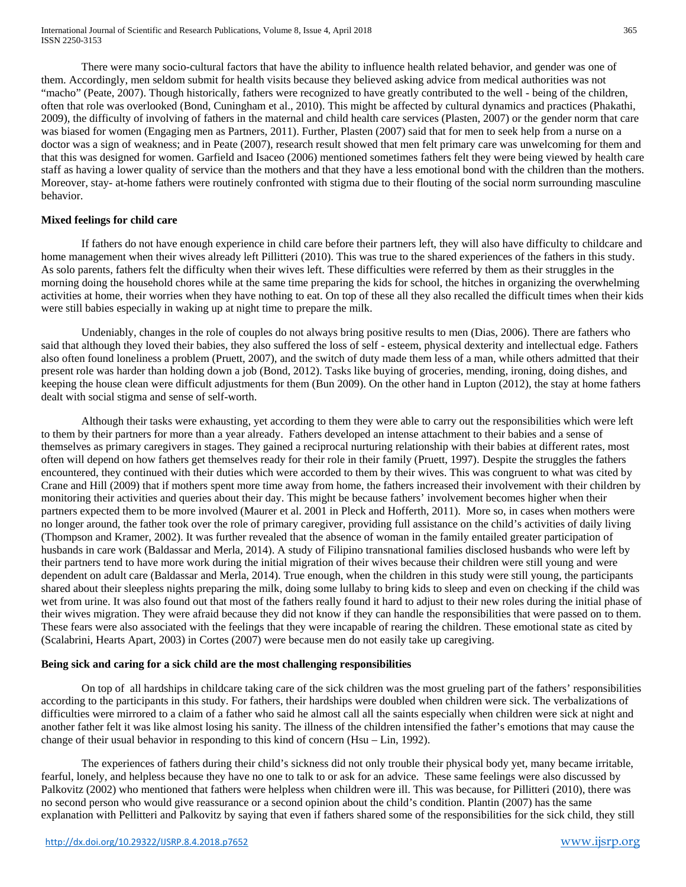There were many socio-cultural factors that have the ability to influence health related behavior, and gender was one of them. Accordingly, men seldom submit for health visits because they believed asking advice from medical authorities was not "macho" (Peate, 2007). Though historically, fathers were recognized to have greatly contributed to the well - being of the children, often that role was overlooked (Bond, Cuningham et al., 2010). This might be affected by cultural dynamics and practices (Phakathi, 2009), the difficulty of involving of fathers in the maternal and child health care services (Plasten, 2007) or the gender norm that care was biased for women (Engaging men as Partners, 2011). Further, Plasten (2007) said that for men to seek help from a nurse on a doctor was a sign of weakness; and in Peate (2007), research result showed that men felt primary care was unwelcoming for them and that this was designed for women. Garfield and Isaceo (2006) mentioned sometimes fathers felt they were being viewed by health care staff as having a lower quality of service than the mothers and that they have a less emotional bond with the children than the mothers. Moreover, stay- at-home fathers were routinely confronted with stigma due to their flouting of the social norm surrounding masculine behavior.

**Mixed feelings for child care**

If fathers do not have enough experience in child care before their partners left, they will also have difficulty to childcare and home management when their wives already left Pillitteri (2010). This was true to the shared experiences of the fathers in this study. As solo parents, fathers felt the difficulty when their wives left. These difficulties were referred by them as their struggles in the morning doing the household chores while at the same time preparing the kids for school, the hitches in organizing the overwhelming activities at home, their worries when they have nothing to eat. On top of these all they also recalled the difficult times when their kids were still babies especially in waking up at night time to prepare the milk.

Undeniably, changes in the role of couples do not always bring positive results to men (Dias, 2006). There are fathers who said that although they loved their babies, they also suffered the loss of self - esteem, physical dexterity and intellectual edge. Fathers also often found loneliness a problem (Pruett, 2007), and the switch of duty made them less of a man, while others admitted that their present role was harder than holding down a job (Bond, 2012). Tasks like buying of groceries, mending, ironing, doing dishes, and keeping the house clean were difficult adjustments for them (Bun 2009). On the other hand in Lupton (2012), the stay at home fathers dealt with social stigma and sense of self-worth.

Although their tasks were exhausting, yet according to them they were able to carry out the responsibilities which were left to them by their partners for more than a year already. Fathers developed an intense attachment to their babies and a sense of themselves as primary caregivers in stages. They gained a reciprocal nurturing relationship with their babies at different rates, most often will depend on how fathers get themselves ready for their role in their family (Pruett, 1997). Despite the struggles the fathers encountered, they continued with their duties which were accorded to them by their wives. This was congruent to what was cited by Crane and Hill (2009) that if mothers spent more time away from home, the fathers increased their involvement with their children by monitoring their activities and queries about their day. This might be because fathers' involvement becomes higher when their partners expected them to be more involved (Maurer et al. 2001 in Pleck and Hofferth, 2011). More so, in cases when mothers were no longer around, the father took over the role of primary caregiver, providing full assistance on the child's activities of daily living (Thompson and Kramer, 2002). It was further revealed that the absence of woman in the family entailed greater participation of husbands in care work (Baldassar and Merla, 2014). A study of Filipino transnational families disclosed husbands who were left by their partners tend to have more work during the initial migration of their wives because their children were still young and were dependent on adult care (Baldassar and Merla, 2014). True enough, when the children in this study were still young, the participants shared about their sleepless nights preparing the milk, doing some lullaby to bring kids to sleep and even on checking if the child was wet from urine. It was also found out that most of the fathers really found it hard to adjust to their new roles during the initial phase of their wives migration. They were afraid because they did not know if they can handle the responsibilities that were passed on to them. These fears were also associated with the feelings that they were incapable of rearing the children. These emotional state as cited by (Scalabrini, Hearts Apart, 2003) in Cortes (2007) were because men do not easily take up caregiving.

**Being sick and caring for a sick child are the most challenging responsibilities**

On top of all hardships in childcare taking care of the sick children was the most grueling part of the fathers' responsibilities according to the participants in this study. For fathers, their hardships were doubled when children were sick. The verbalizations of difficulties were mirrored to a claim of a father who said he almost call all the saints especially when children were sick at night and another father felt it was like almost losing his sanity. The illness of the children intensified the father's emotions that may cause the change of their usual behavior in responding to this kind of concern (Hsu – Lin, 1992).

The experiences of fathers during their child's sickness did not only trouble their physical body yet, many became irritable, fearful, lonely, and helpless because they have no one to talk to or ask for an advice. These same feelings were also discussed by Palkovitz (2002) who mentioned that fathers were helpless when children were ill. This was because, for Pillitteri (2010), there was no second person who would give reassurance or a second opinion about the child's condition. Plantin (2007) has the same explanation with Pellitteri and Palkovitz by saying that even if fathers shared some of the responsibilities for the sick child, they still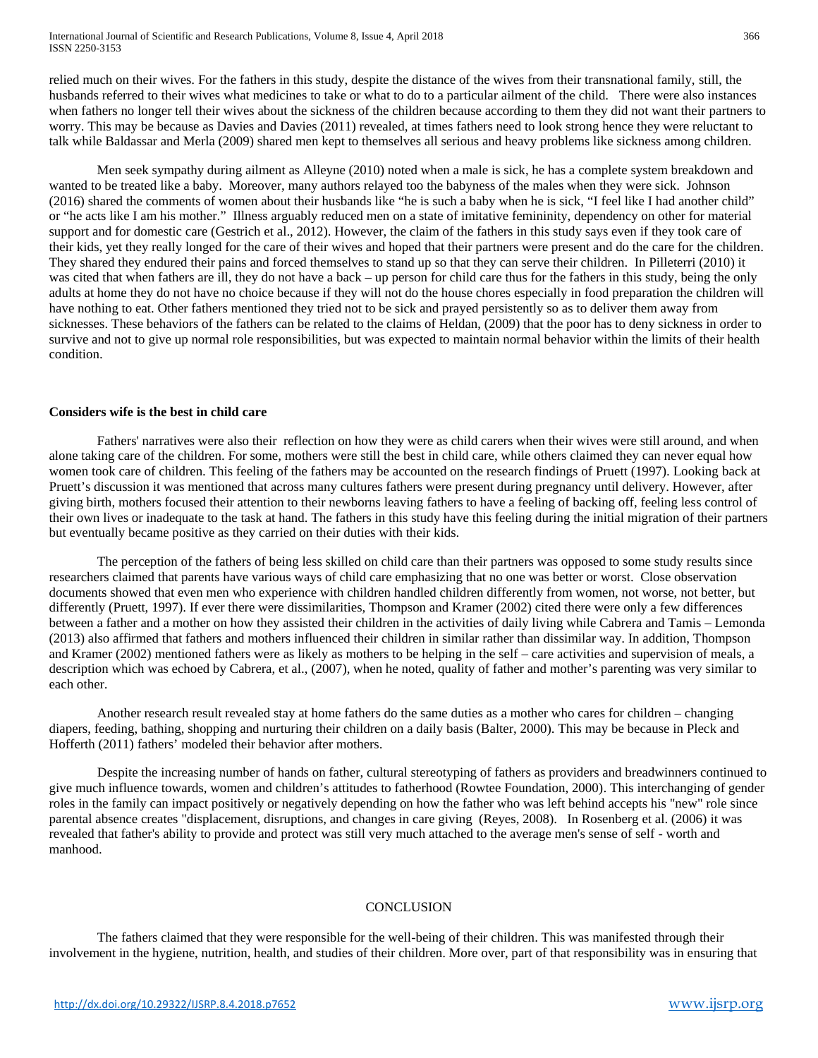relied much on their wives. For the fathers in this study, despite the distance of the wives from their transnational family, still, the husbands referred to their wives what medicines to take or what to do to a particular ailment of the child. There were also instances when fathers no longer tell their wives about the sickness of the children because according to them they did not want their partners to worry. This may be because as Davies and Davies (2011) revealed, at times fathers need to look strong hence they were reluctant to talk while Baldassar and Merla (2009) shared men kept to themselves all serious and heavy problems like sickness among children.

Men seek sympathy during ailment as Alleyne (2010) noted when a male is sick, he has a complete system breakdown and wanted to be treated like a baby. Moreover, many authors relayed too the babyness of the males when they were sick. Johnson (2016) shared the comments of women about their husbands like "he is such a baby when he is sick, "I feel like I had another child" or "he acts like I am his mother." Illness arguably reduced men on a state of imitative femininity, dependency on other for material support and for domestic care (Gestrich et al., 2012). However, the claim of the fathers in this study says even if they took care of their kids, yet they really longed for the care of their wives and hoped that their partners were present and do the care for the children. They shared they endured their pains and forced themselves to stand up so that they can serve their children. In Pilleterri (2010) it was cited that when fathers are ill, they do not have a back – up person for child care thus for the fathers in this study, being the only adults at home they do not have no choice because if they will not do the house chores especially in food preparation the children will have nothing to eat. Other fathers mentioned they tried not to be sick and prayed persistently so as to deliver them away from sicknesses. These behaviors of the fathers can be related to the claims of Heldan, (2009) that the poor has to deny sickness in order to survive and not to give up normal role responsibilities, but was expected to maintain normal behavior within the limits of their health condition.

**Considers wife is the best in child care**

Fathers' narratives were also their reflection on how they were as child carers when their wives were still around, and when alone taking care of the children. For some, mothers were still the best in child care, while others claimed they can never equal how women took care of children. This feeling of the fathers may be accounted on the research findings of Pruett (1997). Looking back at Pruett's discussion it was mentioned that across many cultures fathers were present during pregnancy until delivery. However, after giving birth, mothers focused their attention to their newborns leaving fathers to have a feeling of backing off, feeling less control of their own lives or inadequate to the task at hand. The fathers in this study have this feeling during the initial migration of their partners but eventually became positive as they carried on their duties with their kids.

The perception of the fathers of being less skilled on child care than their partners was opposed to some study results since researchers claimed that parents have various ways of child care emphasizing that no one was better or worst. Close observation documents showed that even men who experience with children handled children differently from women, not worse, not better, but differently (Pruett, 1997). If ever there were dissimilarities, Thompson and Kramer (2002) cited there were only a few differences between a father and a mother on how they assisted their children in the activities of daily living while Cabrera and Tamis – Lemonda (2013) also affirmed that fathers and mothers influenced their children in similar rather than dissimilar way. In addition, Thompson and Kramer (2002) mentioned fathers were as likely as mothers to be helping in the self – care activities and supervision of meals, a description which was echoed by Cabrera, et al., (2007), when he noted, quality of father and mother's parenting was very similar to each other.

Another research result revealed stay at home fathers do the same duties as a mother who cares for children – changing diapers, feeding, bathing, shopping and nurturing their children on a daily basis (Balter, 2000). This may be because in Pleck and Hofferth (2011) fathers' modeled their behavior after mothers.

Despite the increasing number of hands on father, cultural stereotyping of fathers as providers and breadwinners continued to give much influence towards, women and children's attitudes to fatherhood (Rowtee Foundation, 2000). This interchanging of gender roles in the family can impact positively or negatively depending on how the father who was left behind accepts his "new" role since parental absence creates "displacement, disruptions, and changes in care giving (Reyes, 2008). In Rosenberg et al. (2006) it was revealed that father's ability to provide and protect was still very much attached to the average men's sense of self - worth and manhood.

## CONCLUSION

The fathers claimed that they were responsible for the well-being of their children. This was manifested through their involvement in the hygiene, nutrition, health, and studies of their children. More over, part of that responsibility was in ensuring that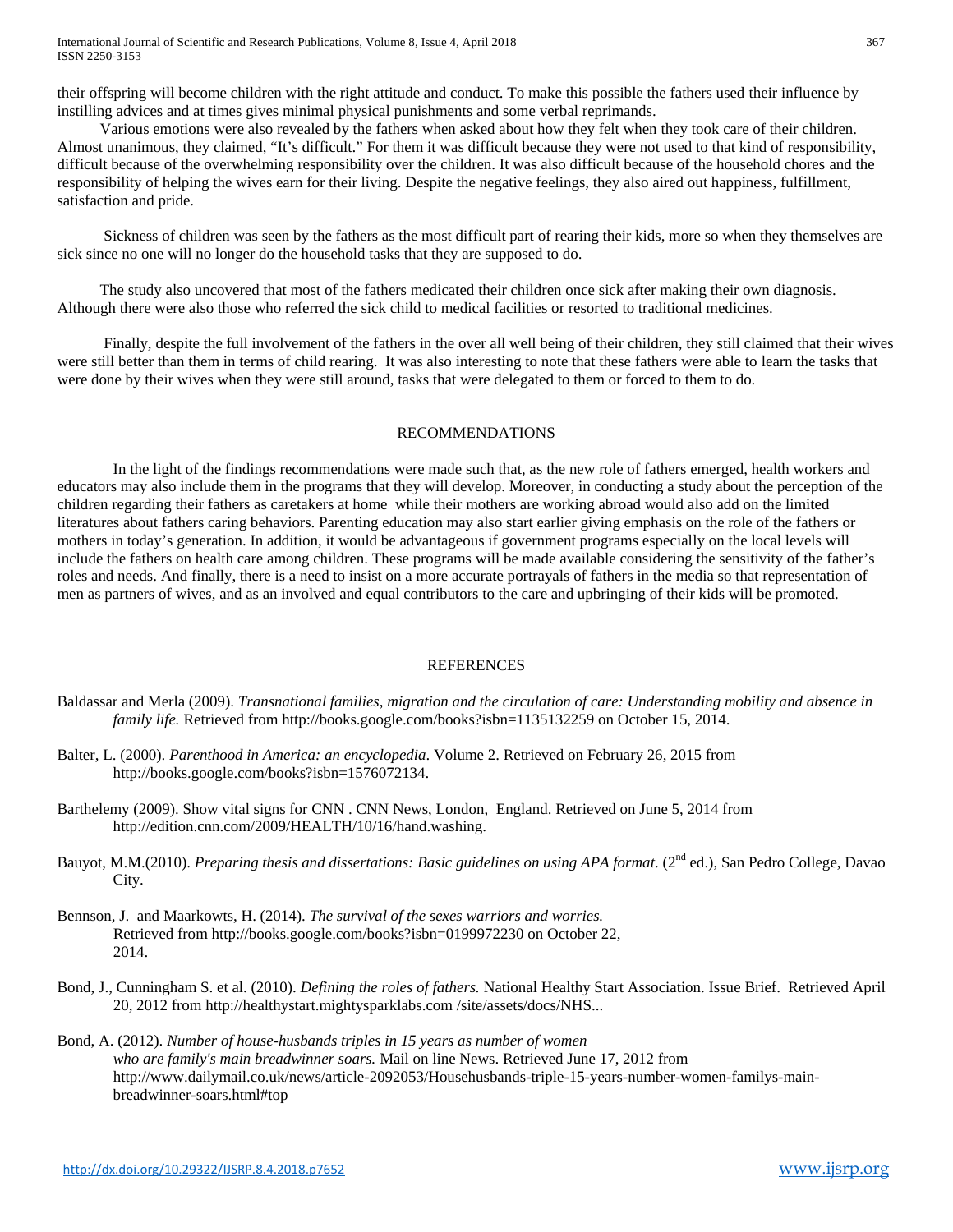their offspring will become children with the right attitude and conduct. To make this possible the fathers used their influence by instilling advices and at times gives minimal physical punishments and some verbal reprimands.

Various emotions were also revealed by the fathers when asked about how they felt when they took care of their children. Almost unanimous, they claimed, "It's difficult." For them it was difficult because they were not used to that kind of responsibility, difficult because of the overwhelming responsibility over the children. It was also difficult because of the household chores and the responsibility of helping the wives earn for their living. Despite the negative feelings, they also aired out happiness, fulfillment, satisfaction and pride.

Sickness of children was seen by the fathers as the most difficult part of rearing their kids, more so when they themselves are sick since no one will no longer do the household tasks that they are supposed to do.

The study also uncovered that most of the fathers medicated their children once sick after making their own diagnosis. Although there were also those who referred the sick child to medical facilities or resorted to traditional medicines.

Finally, despite the full involvement of the fathers in the over all well being of their children, they still claimed that their wives were still better than them in terms of child rearing. It was also interesting to note that these fathers were able to learn the tasks that were done by their wives when they were still around, tasks that were delegated to them or forced to them to do.

## RECOMMENDATIONS

In the light of the findings recommendations were made such that, as the new role of fathers emerged, health workers and educators may also include them in the programs that they will develop. Moreover, in conducting a study about the perception of the children regarding their fathers as caretakers at home while their mothers are working abroad would also add on the limited literatures about fathers caring behaviors. Parenting education may also start earlier giving emphasis on the role of the fathers or mothers in today's generation. In addition, it would be advantageous if government programs especially on the local levels will include the fathers on health care among children. These programs will be made available considering the sensitivity of the father's roles and needs. And finally, there is a need to insist on a more accurate portrayals of fathers in the media so that representation of men as partners of wives, and as an involved and equal contributors to the care and upbringing of their kids will be promoted.

## REFERENCES

Baldassar and Merla (2009). *Transnational families, migration and the circulation of care: Understanding mobility and absence in family life.* Retrieved from http://books.google.com/books?isbn=1135132259 on October 15, 2014.

Balter, L. (2000). *Parenthood in America: an encyclopedia*. Volume 2. Retrieved on February 26, 2015 from http://books.google.com/books?isbn=1576072134.

Barthelemy (2009). Show vital signs for CNN . CNN News, London, England. Retrieved on June 5, 2014 from http://edition.cnn.com/2009/HEALTH/10/16/hand.washing.

Bauyot, M.M.(2010). *Preparing thesis and dissertations: Basic guidelines on using APA format*. (2nd ed.), San Pedro College, Davao City.

Bennson, J. and Maarkowts, H. (2014). *The survival of the sexes warriors and worries.* Retrieved from http://books.google.com/books?isbn=0199972230 on October 22, 2014.

Bond, J., Cunningham S. et al. (2010). *Defining the roles of fathers.* National Healthy Start Association. Issue Brief. Retrieved April 20, 2012 from http://healthystart.mightysparklabs.com /site/assets/docs/NHS...

Bond, A. (2012). *Number of house-husbands triples in 15 years as number of women who are family's main breadwinner soars.* Mail on line News. Retrieved June 17, 2012 from http://www.dailymail.co.uk/news/article-2092053/Househusbands-triple-15-years-number-women-familys-main-breadwinner-soars.html#top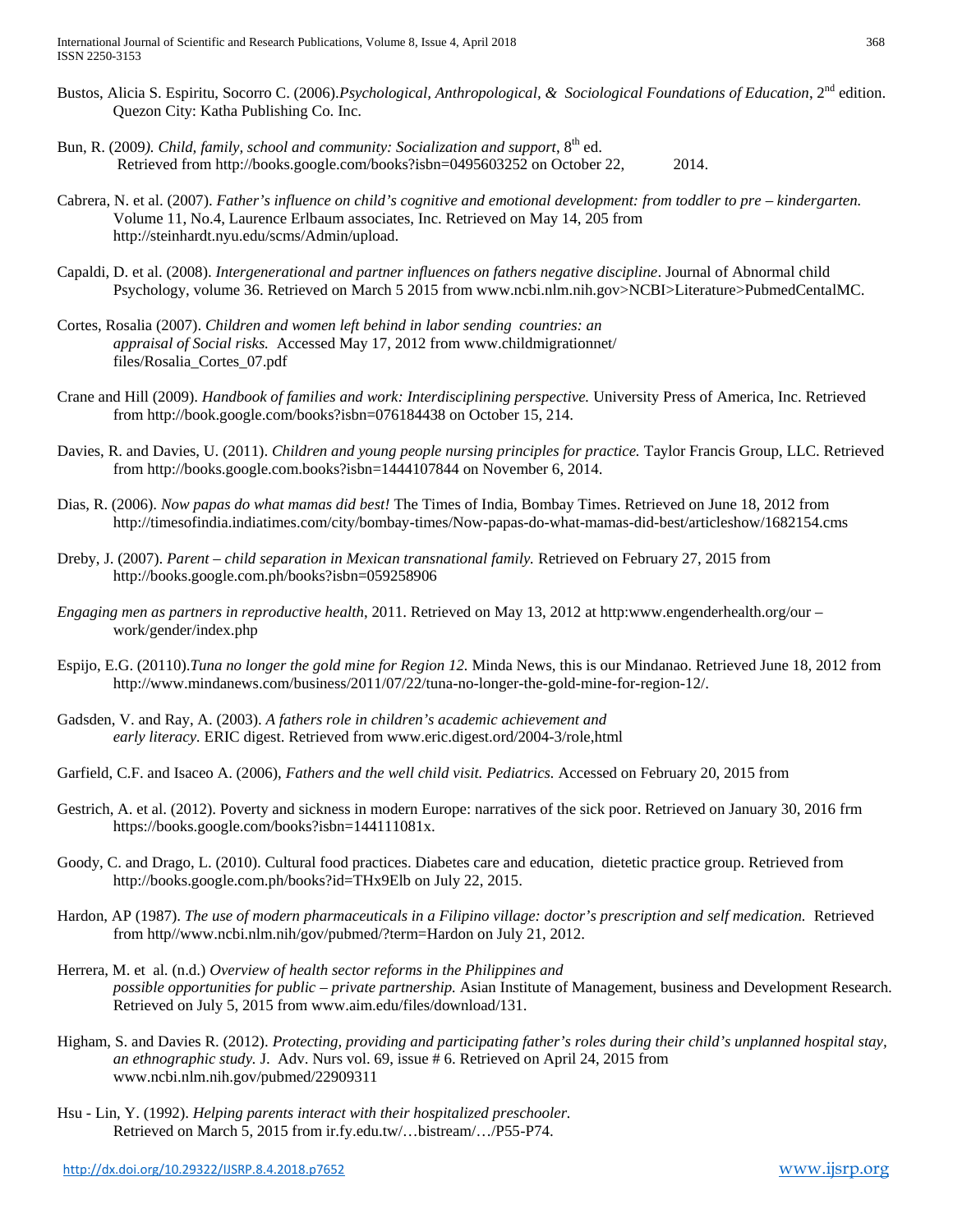Bustos, Alicia S. Espiritu, Socorro C. (2006).*Psychological, Anthropological, & Sociological Foundations of Education*, 2nd edition. Quezon City: Katha Publishing Co. Inc.

Bun, R. (2009*). Child, family, school and community: Socialization and support*, 8th ed. Retrieved from http://books.google.com/books?isbn=0495603252 on October 22, 2014.

Cabrera, N. et al. (2007). *Father's influence on child's cognitive and emotional development: from toddler to pre – kindergarten.* Volume 11, No.4, Laurence Erlbaum associates, Inc. Retrieved on May 14, 205 from http://steinhardt.nyu.edu/scms/Admin/upload.

Capaldi, D. et al. (2008). *Intergenerational and partner influences on fathers negative discipline*. Journal of Abnormal child Psychology, volume 36. Retrieved on March 5 2015 from www.ncbi.nlm.nih.gov>NCBI>Literature>PubmedCentalMC.

Cortes, Rosalia (2007). *Children and women left behind in labor sending countries: an appraisal of Social risks.* Accessed May 17, 2012 from www.childmigrationnet/ files/Rosalia_Cortes_07.pdf

Crane and Hill (2009). *Handbook of families and work: Interdisciplining perspective.* University Press of America, Inc. Retrieved from http://book.google.com/books?isbn=076184438 on October 15, 214.

Davies, R. and Davies, U. (2011). *Children and young people nursing principles for practice.* Taylor Francis Group, LLC. Retrieved from http://books.google.com.books?isbn=1444107844 on November 6, 2014.

Dias, R. (2006). *Now papas do what mamas did best!* The Times of India, Bombay Times. Retrieved on June 18, 2012 from http://timesofindia.indiatimes.com/city/bombay-times/Now-papas-do-what-mamas-did-best/articleshow/1682154.cms

Dreby, J. (2007). *Parent – child separation in Mexican transnational family.* Retrieved on February 27, 2015 from http://books.google.com.ph/books?isbn=059258906

*Engaging men as partners in reproductive health*, 2011. Retrieved on May 13, 2012 at http:www.engenderhealth.org/our – work/gender/index.php

Espijo, E.G. (20110).*Tuna no longer the gold mine for Region 12.* Minda News, this is our Mindanao. Retrieved June 18, 2012 from http://www.mindanews.com/business/2011/07/22/tuna-no-longer-the-gold-mine-for-region-12/.

Gadsden, V. and Ray, A. (2003). *A fathers role in children's academic achievement and early literacy.* ERIC digest. Retrieved from www.eric.digest.ord/2004-3/role,html

Garfield, C.F. and Isaceo A. (2006), *Fathers and the well child visit. Pediatrics.* Accessed on February 20, 2015 from

Gestrich, A. et al. (2012). Poverty and sickness in modern Europe: narratives of the sick poor. Retrieved on January 30, 2016 frm https://books.google.com/books?isbn=144111081x.

Goody, C. and Drago, L. (2010). Cultural food practices. Diabetes care and education, dietetic practice group. Retrieved from http://books.google.com.ph/books?id=THx9Elb on July 22, 2015.

Hardon, AP (1987). *The use of modern pharmaceuticals in a Filipino village: doctor's prescription and self medication.* Retrieved from http//www.ncbi.nlm.nih/gov/pubmed/?term=Hardon on July 21, 2012.

Herrera, M. et al. (n.d.) *Overview of health sector reforms in the Philippines and possible opportunities for public – private partnership.* Asian Institute of Management, business and Development Research. Retrieved on July 5, 2015 from www.aim.edu/files/download/131.

Higham, S. and Davies R. (2012). *Protecting, providing and participating father's roles during their child's unplanned hospital stay, an ethnographic study.* J. Adv. Nurs vol. 69, issue # 6. Retrieved on April 24, 2015 from www.ncbi.nlm.nih.gov/pubmed/22909311

Hsu - Lin, Y. (1992). *Helping parents interact with their hospitalized preschooler.* Retrieved on March 5, 2015 from ir.fy.edu.tw/…bistream/…/P55-P74.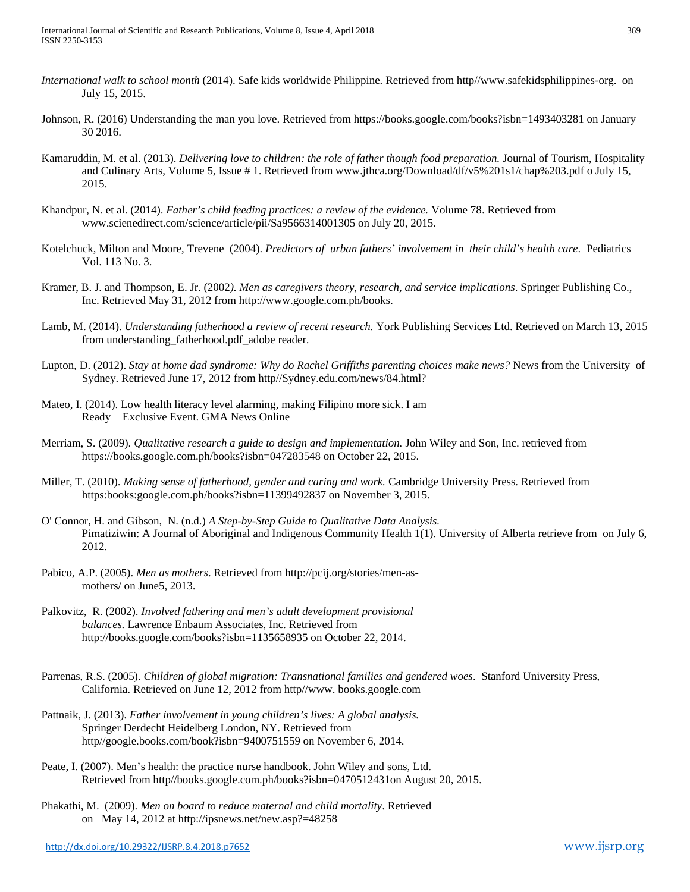*International walk to school month* (2014). Safe kids worldwide Philippine. Retrieved from http//www.safekidsphilippines-org. on July 15, 2015.

Johnson, R. (2016) Understanding the man you love. Retrieved from https://books.google.com/books?isbn=1493403281 on January 30 2016.

Kamaruddin, M. et al. (2013). *Delivering love to children: the role of father though food preparation.* Journal of Tourism, Hospitality and Culinary Arts, Volume 5, Issue # 1. Retrieved from www.jthca.org/Download/df/v5%201s1/chap%203.pdf o July 15, 2015.

Khandpur, N. et al. (2014). *Father's child feeding practices: a review of the evidence.* Volume 78. Retrieved from www.scienedirect.com/science/article/pii/Sa9566314001305 on July 20, 2015.

Kotelchuck, Milton and Moore, Trevene (2004). *Predictors of urban fathers' involvement in their child's health care*. Pediatrics Vol. 113 No. 3.

Kramer, B. J. and Thompson, E. Jr. (2002*). Men as caregivers theory, research, and service implications*. Springer Publishing Co., Inc. Retrieved May 31, 2012 from http://www.google.com.ph/books.

Lamb, M. (2014). *Understanding fatherhood a review of recent research.* York Publishing Services Ltd. Retrieved on March 13, 2015 from understanding_fatherhood.pdf_adobe reader.

Lupton, D. (2012). *Stay at home dad syndrome: Why do Rachel Griffiths parenting choices make news?* News from the University of Sydney. Retrieved June 17, 2012 from http//Sydney.edu.com/news/84.html?

Mateo, I. (2014). Low health literacy level alarming, making Filipino more sick. I am Ready Exclusive Event. GMA News Online

Merriam, S. (2009). *Qualitative research a guide to design and implementation.* John Wiley and Son, Inc. retrieved from https://books.google.com.ph/books?isbn=047283548 on October 22, 2015.

Miller, T. (2010). *Making sense of fatherhood, gender and caring and work.* Cambridge University Press. Retrieved from https:books:google.com.ph/books?isbn=11399492837 on November 3, 2015.

O' Connor, H. and Gibson, N. (n.d.) *A Step-by-Step Guide to Qualitative Data Analysis.* Pimatiziwin: A Journal of Aboriginal and Indigenous Community Health 1(1). University of Alberta retrieve from on July 6, 2012.

Pabico, A.P. (2005). *Men as mothers*. Retrieved from http://pcij.org/stories/men-as-mothers/ on June5, 2013.

Palkovitz, R. (2002). *Involved fathering and men's adult development provisional balances.* Lawrence Enbaum Associates, Inc. Retrieved from http://books.google.com/books?isbn=1135658935 on October 22, 2014.

Parrenas, R.S. (2005). *Children of global migration: Transnational families and gendered woes*. Stanford University Press, California. Retrieved on June 12, 2012 from http//www. books.google.com

Pattnaik, J. (2013). *Father involvement in young children's lives: A global analysis.* Springer Derdecht Heidelberg London, NY. Retrieved from http//google.books.com/book?isbn=9400751559 on November 6, 2014.

Peate, I. (2007). Men's health: the practice nurse handbook. John Wiley and sons, Ltd. Retrieved from http//books.google.com.ph/books?isbn=0470512431on August 20, 2015.

Phakathi, M. (2009). *Men on board to reduce maternal and child mortality*. Retrieved on May 14, 2012 at http://ipsnews.net/new.asp?=48258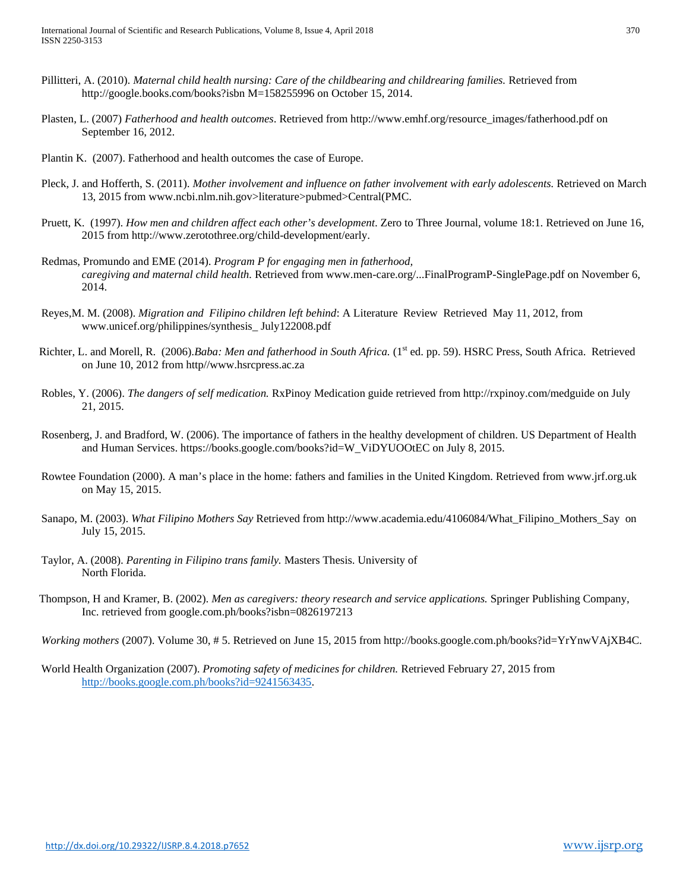Pillitteri, A. (2010). *Maternal child health nursing: Care of the childbearing and childrearing families.* Retrieved from http://google.books.com/books?isbn M=158255996 on October 15, 2014.

Plasten, L. (2007) *Fatherhood and health outcomes*. Retrieved from http://www.emhf.org/resource_images/fatherhood.pdf on September 16, 2012.

Plantin K. (2007). Fatherhood and health outcomes the case of Europe.

Pleck, J. and Hofferth, S. (2011). *Mother involvement and influence on father involvement with early adolescents.* Retrieved on March 13, 2015 from www.ncbi.nlm.nih.gov>literature>pubmed>Central(PMC.

Pruett, K. (1997). *How men and children affect each other's development*. Zero to Three Journal, volume 18:1. Retrieved on June 16, 2015 from http://www.zerotothree.org/child-development/early.

Redmas, Promundo and EME (2014). *Program P for engaging men in fatherhood, caregiving and maternal child health.* Retrieved from www.men-care.org/...FinalProgramP-SinglePage.pdf on November 6, 2014.

Reyes,M. M. (2008). *Migration and Filipino children left behind*: A Literature Review Retrieved May 11, 2012, from www.unicef.org/philippines/synthesis_ July122008.pdf

Richter, L. and Morell, R. (2006).*Baba: Men and fatherhood in South Africa.* (1st ed. pp. 59). HSRC Press, South Africa. Retrieved on June 10, 2012 from http//www.hsrcpress.ac.za

Robles, Y. (2006). *The dangers of self medication.* RxPinoy Medication guide retrieved from http://rxpinoy.com/medguide on July 21, 2015.

Rosenberg, J. and Bradford, W. (2006). The importance of fathers in the healthy development of children. US Department of Health and Human Services. https://books.google.com/books?id=W_ViDYUOOtEC on July 8, 2015.

Rowtee Foundation (2000). A man's place in the home: fathers and families in the United Kingdom. Retrieved from www.jrf.org.uk on May 15, 2015.

Sanapo, M. (2003). *What Filipino Mothers Say* Retrieved from http://www.academia.edu/4106084/What_Filipino_Mothers_Say on July 15, 2015.

Taylor, A. (2008). *Parenting in Filipino trans family.* Masters Thesis. University of North Florida.

Thompson, H and Kramer, B. (2002). *Men as caregivers: theory research and service applications.* Springer Publishing Company, Inc. retrieved from google.com.ph/books?isbn=0826197213

*Working mothers* (2007). Volume 30, # 5. Retrieved on June 15, 2015 from http://books.google.com.ph/books?id=YrYnwVAjXB4C.

World Health Organization (2007). *Promoting safety of medicines for children.* Retrieved February 27, 2015 from http://books.google.com.ph/books?id=9241563435.